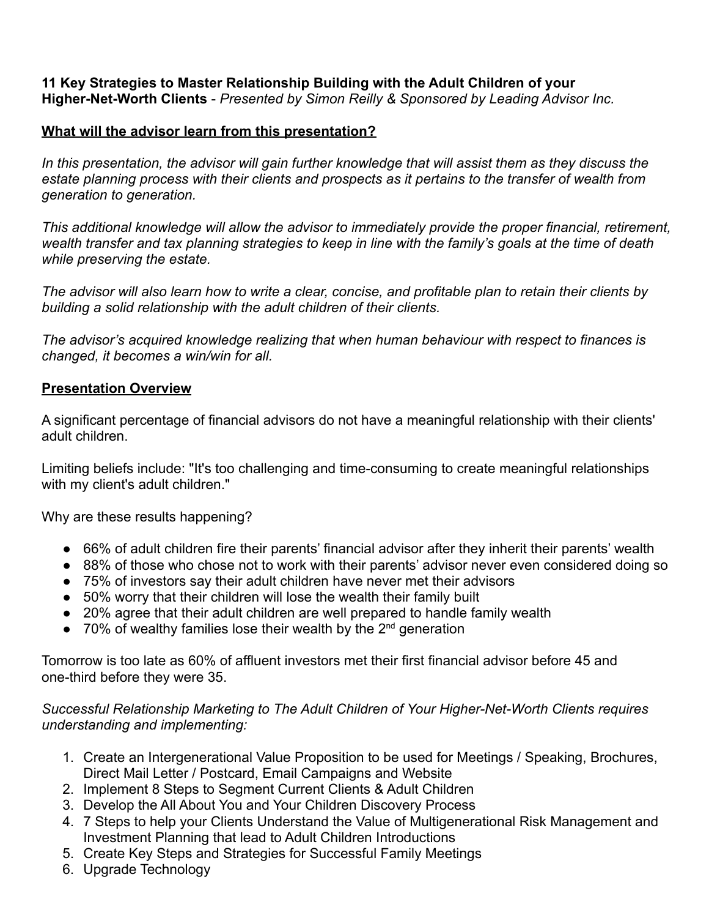**11 Key Strategies to Master Relationship Building with the Adult Children of your Higher-Net-Worth Clients** - *Presented by Simon Reilly & Sponsored by Leading Advisor Inc.*

## What will the advisor learn from this presentation?

*In this presentation, the advisor will gain further knowledge that will assist them as they discuss the estate planning process with their clients and prospects as it pertains to the transfer of wealth from generation to generation.*

*This additional knowledge will allow the advisor to immediately provide the proper financial, retirement, wealth transfer and tax planning strategies to keep in line with the family's goals at the time of death while preserving the estate.*

*The advisor will also learn how to write a clear, concise, and profitable plan to retain their clients by building a solid relationship with the adult children of their clients.*

*The advisor's acquired knowledge realizing that when human behaviour with respect to finances is changed, it becomes a win/win for all.*

## Presentation Overview

A significant percentage of financial advisors do not have a meaningful relationship with their clients' adult children.

Limiting beliefs include: "It's too challenging and time-consuming to create meaningful relationships with my client's adult children."

Why are these results happening?

- 66% of adult children fire their parents' financial advisor after they inherit their parents' wealth
- 88% of those who chose not to work with their parents' advisor never even considered doing so
- 75% of investors say their adult children have never met their advisors
- 50% worry that their children will lose the wealth their family built
- 20% agree that their adult children are well prepared to handle family wealth
- 70% of wealthy families lose their wealth by the 2nd generation

Tomorrow is too late as 60% of affluent investors met their first financial advisor before 45 and one-third before they were 35.

*Successful Relationship Marketing to The Adult Children of Your Higher-Net-Worth Clients requires understanding and implementing:*

1. Create an Intergenerational Value Proposition to be used for Meetings / Speaking, Brochures, Direct Mail Letter / Postcard, Email Campaigns and Website
2. Implement 8 Steps to Segment Current Clients & Adult Children
3. Develop the All About You and Your Children Discovery Process
4. 7 Steps to help your Clients Understand the Value of Multigenerational Risk Management and Investment Planning that lead to Adult Children Introductions
5. Create Key Steps and Strategies for Successful Family Meetings
6. Upgrade Technology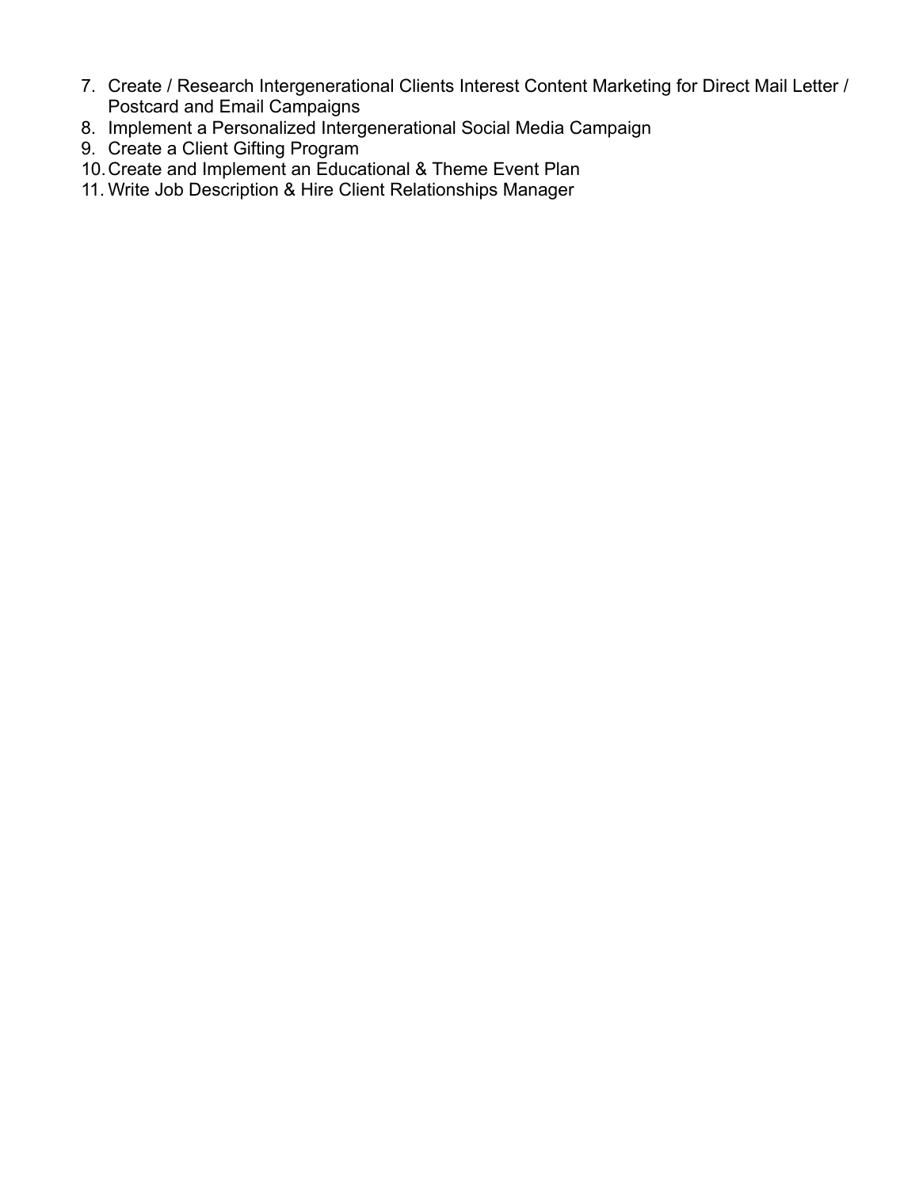7. Create / Research Intergenerational Clients Interest Content Marketing for Direct Mail Letter / Postcard and Email Campaigns
8. Implement a Personalized Intergenerational Social Media Campaign
9. Create a Client Gifting Program
10. Create and Implement an Educational & Theme Event Plan
11. Write Job Description & Hire Client Relationships Manager